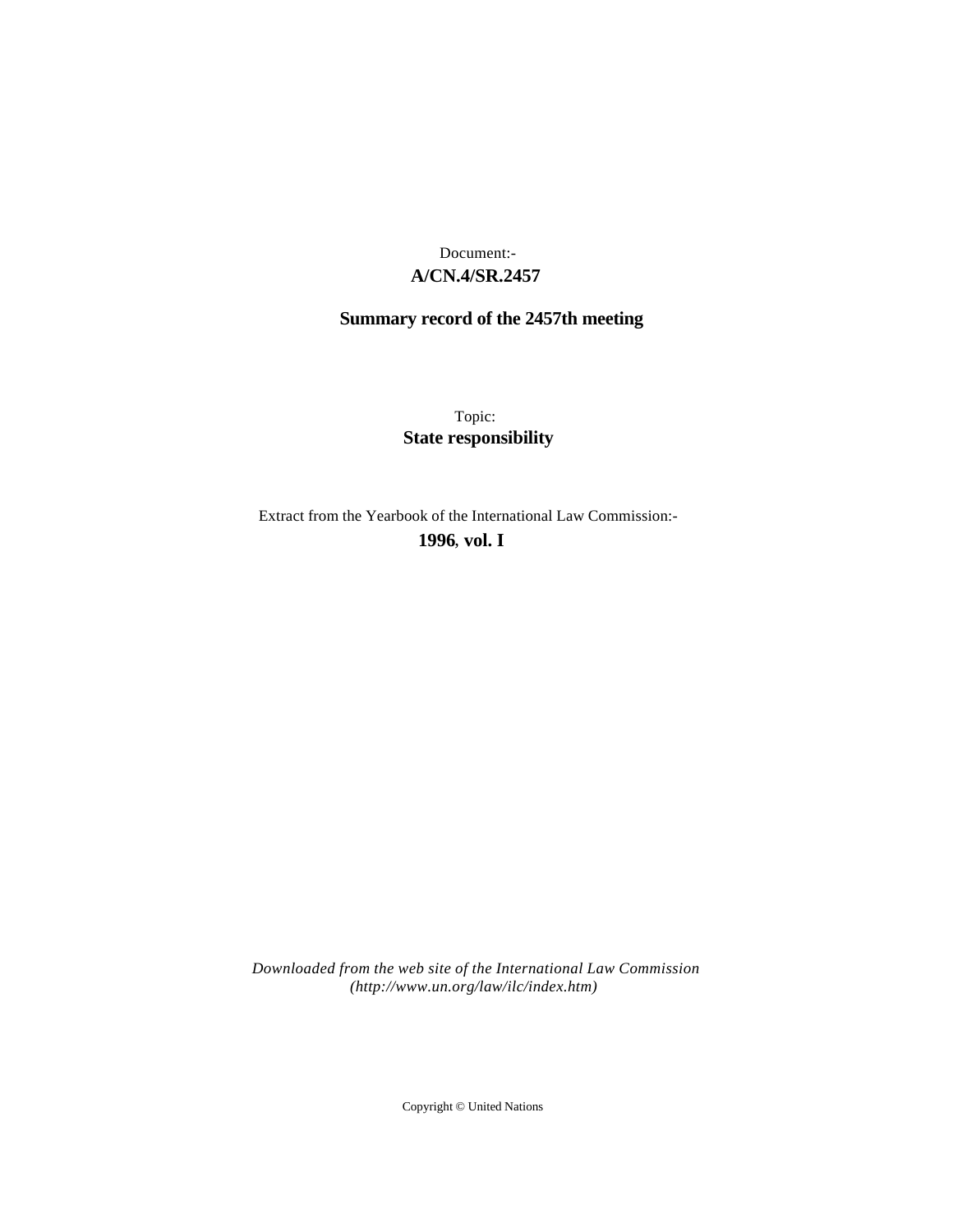Document:-
**A/CN.4/SR.2457**

**Summary record of the 2457th meeting**

Topic:
**State responsibility**

Extract from the Yearbook of the International Law Commission:-
**1996, vol. I**

*Downloaded from the web site of the International Law Commission (http://www.un.org/law/ilc/index.htm)*

Copyright © United Nations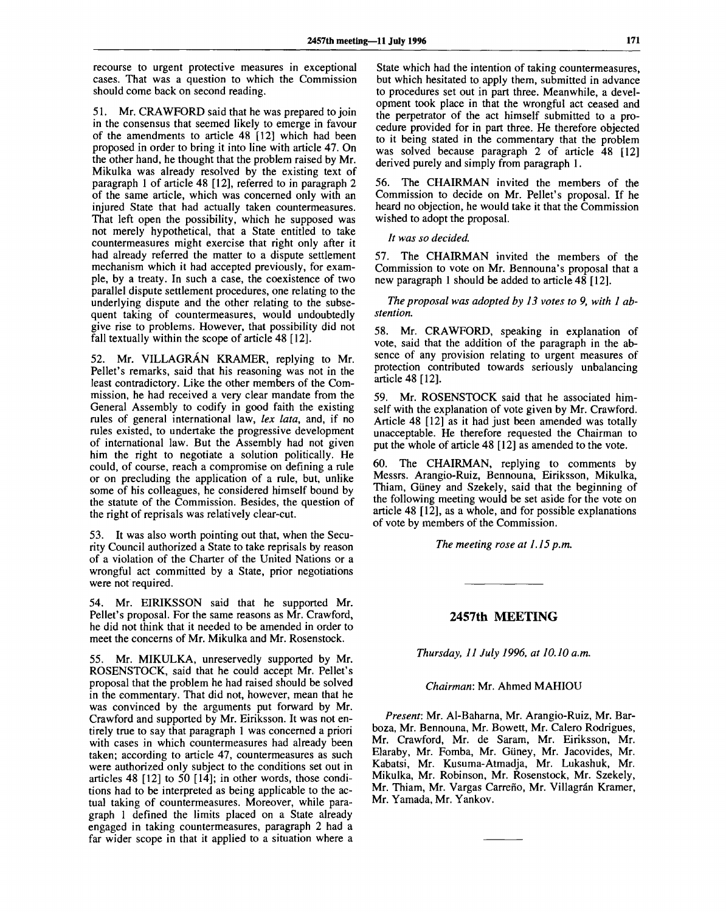recourse to urgent protective measures in exceptional cases. That was a question to which the Commission should come back on second reading.

51. Mr. CRAWFORD said that he was prepared to join in the consensus that seemed likely to emerge in favour of the amendments to article 48 [12] which had been proposed in order to bring it into line with article 47. On the other hand, he thought that the problem raised by Mr. Mikulka was already resolved by the existing text of paragraph 1 of article 48 [12], referred to in paragraph 2 of the same article, which was concerned only with an injured State that had actually taken countermeasures. That left open the possibility, which he supposed was not merely hypothetical, that a State entitled to take countermeasures might exercise that right only after it had already referred the matter to a dispute settlement mechanism which it had accepted previously, for example, by a treaty. In such a case, the coexistence of two parallel dispute settlement procedures, one relating to the underlying dispute and the other relating to the subsequent taking of countermeasures, would undoubtedly give rise to problems. However, that possibility did not fall textually within the scope of article 48 [12].

52. Mr. VILLAGRÁN KRAMER, replying to Mr. Pellet's remarks, said that his reasoning was not in the least contradictory. Like the other members of the Commission, he had received a very clear mandate from the General Assembly to codify in good faith the existing rules of general international law, *lex lata*, and, if no rules existed, to undertake the progressive development of international law. But the Assembly had not given him the right to negotiate a solution politically. He could, of course, reach a compromise on defining a rule or on precluding the application of a rule, but, unlike some of his colleagues, he considered himself bound by the statute of the Commission. Besides, the question of the right of reprisals was relatively clear-cut.

53. It was also worth pointing out that, when the Security Council authorized a State to take reprisals by reason of a violation of the Charter of the United Nations or a wrongful act committed by a State, prior negotiations were not required.

54. Mr. EIRIKSSON said that he supported Mr. Pellet's proposal. For the same reasons as Mr. Crawford, he did not think that it needed to be amended in order to meet the concerns of Mr. Mikulka and Mr. Rosenstock.

55. Mr. MIKULKA, unreservedly supported by Mr. ROSENSTOCK, said that he could accept Mr. Pellet's proposal that the problem he had raised should be solved in the commentary. That did not, however, mean that he was convinced by the arguments put forward by Mr. Crawford and supported by Mr. Eiriksson. It was not entirely true to say that paragraph 1 was concerned a priori with cases in which countermeasures had already been taken; according to article 47, countermeasures as such were authorized only subject to the conditions set out in articles 48 [12] to 50 [14]; in other words, those conditions had to be interpreted as being applicable to the actual taking of countermeasures. Moreover, while paragraph 1 defined the limits placed on a State already engaged in taking countermeasures, paragraph 2 had a far wider scope in that it applied to a situation where a State which had the intention of taking countermeasures, but which hesitated to apply them, submitted in advance to procedures set out in part three. Meanwhile, a development took place in that the wrongful act ceased and the perpetrator of the act himself submitted to a procedure provided for in part three. He therefore objected to it being stated in the commentary that the problem was solved because paragraph 2 of article 48 [12] derived purely and simply from paragraph 1.

56. The CHAIRMAN invited the members of the Commission to decide on Mr. Pellet's proposal. If he heard no objection, he would take it that the Commission wished to adopt the proposal.

*It was so decided.*

57. The CHAIRMAN invited the members of the Commission to vote on Mr. Bennouna's proposal that a new paragraph 1 should be added to article 48 [12].

*The proposal was adopted by 13 votes to 9, with 1 abstention.*

58. Mr. CRAWFORD, speaking in explanation of vote, said that the addition of the paragraph in the absence of any provision relating to urgent measures of protection contributed towards seriously unbalancing article 48 [12].

59. Mr. ROSENSTOCK said that he associated himself with the explanation of vote given by Mr. Crawford. Article 48 [12] as it had just been amended was totally unacceptable. He therefore requested the Chairman to put the whole of article 48 [12] as amended to the vote.

60. The CHAIRMAN, replying to comments by Messrs. Arangio-Ruiz, Bennouna, Eiriksson, Mikulka, Thiam, Güney and Szekely, said that the beginning of the following meeting would be set aside for the vote on article 48 [12], as a whole, and for possible explanations of vote by members of the Commission.

*The meeting rose at 1.15 p.m.*

---

## 2457th MEETING

*Thursday, 11 July 1996, at 10.10 a.m.*

*Chairman*: Mr. Ahmed MAHIOU

*Present*: Mr. Al-Baharna, Mr. Arangio-Ruiz, Mr. Barboza, Mr. Bennouna, Mr. Bowett, Mr. Calero Rodrigues, Mr. Crawford, Mr. de Saram, Mr. Eiriksson, Mr. Elaraby, Mr. Fomba, Mr. Güney, Mr. Jacovides, Mr. Kabatsi, Mr. Kusuma-Atmadja, Mr. Lukashuk, Mr. Mikulka, Mr. Robinson, Mr. Rosenstock, Mr. Szekely, Mr. Thiam, Mr. Vargas Carreño, Mr. Villagrán Kramer, Mr. Yamada, Mr. Yankov.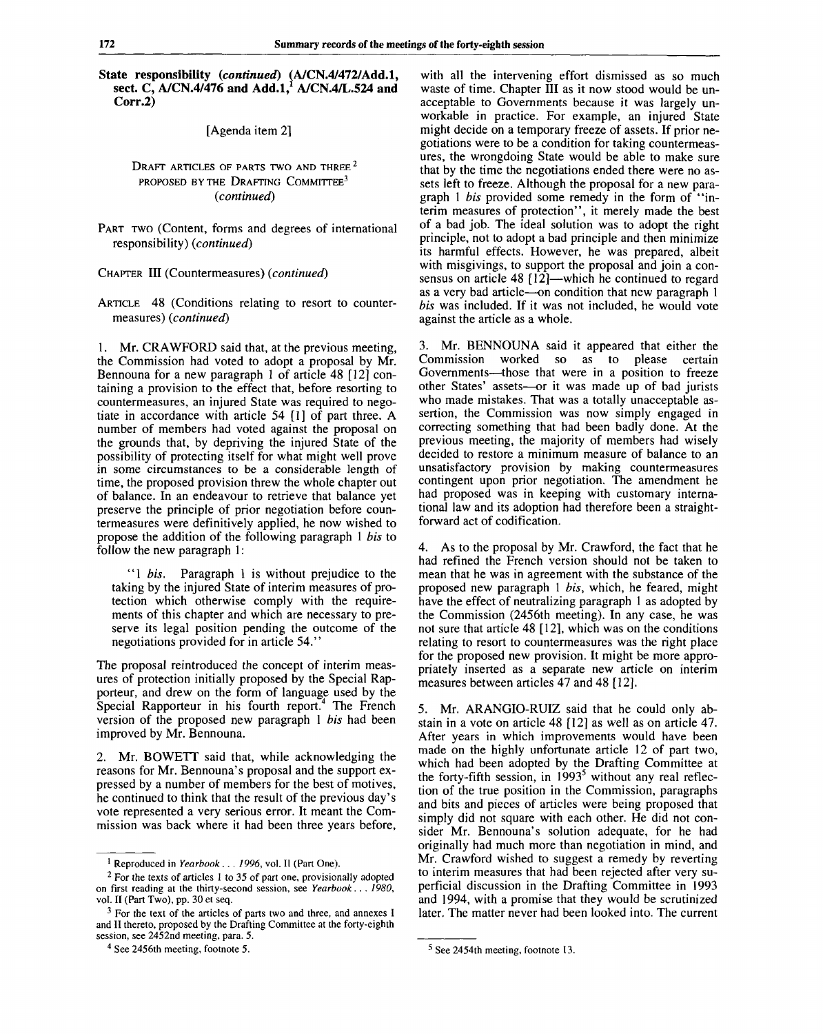**State responsibility** (*continued*) (A/CN.4/472/Add.1, sect. C, A/CN.4/476 and Add.1,[1] A/CN.4/L.524 and Corr.2)

[Agenda item 2]

DRAFT ARTICLES OF PARTS TWO AND THREE[2] PROPOSED BY THE DRAFTING COMMITTEE[3] (*continued*)

PART TWO (Content, forms and degrees of international responsibility) (*continued*)

CHAPTER III (Countermeasures) (*continued*)

ARTICLE 48 (Conditions relating to resort to countermeasures) (*continued*)

1. Mr. CRAWFORD said that, at the previous meeting, the Commission had voted to adopt a proposal by Mr. Bennouna for a new paragraph 1 of article 48 [12] containing a provision to the effect that, before resorting to countermeasures, an injured State was required to negotiate in accordance with article 54 [1] of part three. A number of members had voted against the proposal on the grounds that, by depriving the injured State of the possibility of protecting itself for what might well prove in some circumstances to be a considerable length of time, the proposed provision threw the whole chapter out of balance. In an endeavour to retrieve that balance yet preserve the principle of prior negotiation before countermeasures were definitively applied, he now wished to propose the addition of the following paragraph 1 *bis* to follow the new paragraph 1:

"1 *bis*. Paragraph 1 is without prejudice to the taking by the injured State of interim measures of protection which otherwise comply with the requirements of this chapter and which are necessary to preserve its legal position pending the outcome of the negotiations provided for in article 54."

The proposal reintroduced the concept of interim measures of protection initially proposed by the Special Rapporteur, and drew on the form of language used by the Special Rapporteur in his fourth report.[4] The French version of the proposed new paragraph 1 *bis* had been improved by Mr. Bennouna.

2. Mr. BOWETT said that, while acknowledging the reasons for Mr. Bennouna's proposal and the support expressed by a number of members for the best of motives, he continued to think that the result of the previous day's vote represented a very serious error. It meant the Commission was back where it had been three years before, with all the intervening effort dismissed as so much waste of time. Chapter III as it now stood would be unacceptable to Governments because it was largely unworkable in practice. For example, an injured State might decide on a temporary freeze of assets. If prior negotiations were to be a condition for taking countermeasures, the wrongdoing State would be able to make sure that by the time the negotiations ended there were no assets left to freeze. Although the proposal for a new paragraph 1 *bis* provided some remedy in the form of "interim measures of protection", it merely made the best of a bad job. The ideal solution was to adopt the right principle, not to adopt a bad principle and then minimize its harmful effects. However, he was prepared, albeit with misgivings, to support the proposal and join a consensus on article 48 [12]—which he continued to regard as a very bad article—on condition that new paragraph 1 *bis* was included. If it was not included, he would vote against the article as a whole.

3. Mr. BENNOUNA said it appeared that either the Commission worked so as to please certain Governments—those that were in a position to freeze other States' assets—or it was made up of bad jurists who made mistakes. That was a totally unacceptable assertion, the Commission was now simply engaged in correcting something that had been badly done. At the previous meeting, the majority of members had wisely decided to restore a minimum measure of balance to an unsatisfactory provision by making countermeasures contingent upon prior negotiation. The amendment he had proposed was in keeping with customary international law and its adoption had therefore been a straightforward act of codification.

4. As to the proposal by Mr. Crawford, the fact that he had refined the French version should not be taken to mean that he was in agreement with the substance of the proposed new paragraph 1 *bis*, which, he feared, might have the effect of neutralizing paragraph 1 as adopted by the Commission (2456th meeting). In any case, he was not sure that article 48 [12], which was on the conditions relating to resort to countermeasures was the right place for the proposed new provision. It might be more appropriately inserted as a separate new article on interim measures between articles 47 and 48 [12].

5. Mr. ARANGIO-RUIZ said that he could only abstain in a vote on article 48 [12] as well as on article 47. After years in which improvements would have been made on the highly unfortunate article 12 of part two, which had been adopted by the Drafting Committee at the forty-fifth session, in 1993[5] without any real reflection of the true position in the Commission, paragraphs and bits and pieces of articles were being proposed that simply did not square with each other. He did not consider Mr. Bennouna's solution adequate, for he had originally had much more than negotiation in mind, and Mr. Crawford wished to suggest a remedy by reverting to interim measures that had been rejected after very superficial discussion in the Drafting Committee in 1993 and 1994, with a promise that they would be scrutinized later. The matter never had been looked into. The current

---

[1] Reproduced in *Yearbook . . . 1996*, vol. II (Part One).

[2] For the texts of articles 1 to 35 of part one, provisionally adopted on first reading at the thirty-second session, see *Yearbook . . . 1980*, vol. II (Part Two), pp. 30 et seq.

[3] For the text of the articles of parts two and three, and annexes I and II thereto, proposed by the Drafting Committee at the forty-eighth session, see 2452nd meeting, para. 5.

[4] See 2456th meeting, footnote 5.

[5] See 2454th meeting, footnote 13.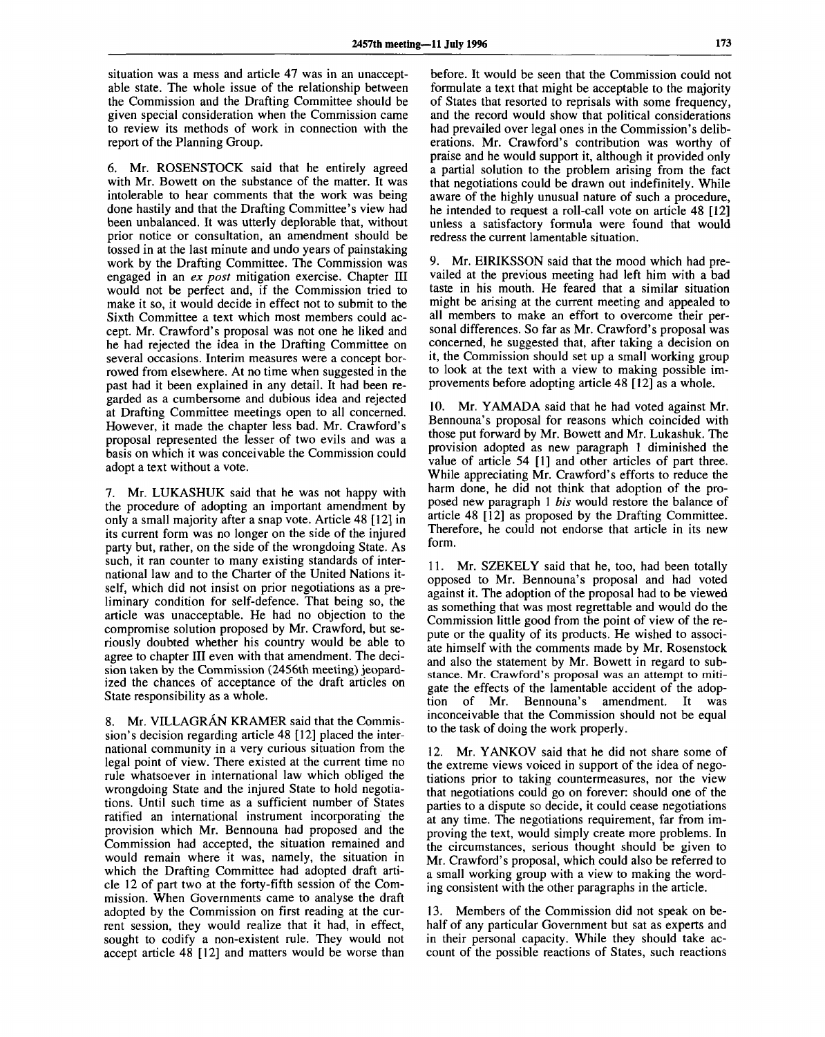situation was a mess and article 47 was in an unacceptable state. The whole issue of the relationship between the Commission and the Drafting Committee should be given special consideration when the Commission came to review its methods of work in connection with the report of the Planning Group.

6. Mr. ROSENSTOCK said that he entirely agreed with Mr. Bowett on the substance of the matter. It was intolerable to hear comments that the work was being done hastily and that the Drafting Committee's view had been unbalanced. It was utterly deplorable that, without prior notice or consultation, an amendment should be tossed in at the last minute and undo years of painstaking work by the Drafting Committee. The Commission was engaged in an *ex post* mitigation exercise. Chapter III would not be perfect and, if the Commission tried to make it so, it would decide in effect not to submit to the Sixth Committee a text which most members could accept. Mr. Crawford's proposal was not one he liked and he had rejected the idea in the Drafting Committee on several occasions. Interim measures were a concept borrowed from elsewhere. At no time when suggested in the past had it been explained in any detail. It had been regarded as a cumbersome and dubious idea and rejected at Drafting Committee meetings open to all concerned. However, it made the chapter less bad. Mr. Crawford's proposal represented the lesser of two evils and was a basis on which it was conceivable the Commission could adopt a text without a vote.

7. Mr. LUKASHUK said that he was not happy with the procedure of adopting an important amendment by only a small majority after a snap vote. Article 48 [12] in its current form was no longer on the side of the injured party but, rather, on the side of the wrongdoing State. As such, it ran counter to many existing standards of international law and to the Charter of the United Nations itself, which did not insist on prior negotiations as a preliminary condition for self-defence. That being so, the article was unacceptable. He had no objection to the compromise solution proposed by Mr. Crawford, but seriously doubted whether his country would be able to agree to chapter III even with that amendment. The decision taken by the Commission (2456th meeting) jeopardized the chances of acceptance of the draft articles on State responsibility as a whole.

8. Mr. VILLAGRÁN KRAMER said that the Commission's decision regarding article 48 [12] placed the international community in a very curious situation from the legal point of view. There existed at the current time no rule whatsoever in international law which obliged the wrongdoing State and the injured State to hold negotiations. Until such time as a sufficient number of States ratified an international instrument incorporating the provision which Mr. Bennouna had proposed and the Commission had accepted, the situation remained and would remain where it was, namely, the situation in which the Drafting Committee had adopted draft article 12 of part two at the forty-fifth session of the Commission. When Governments came to analyse the draft adopted by the Commission on first reading at the current session, they would realize that it had, in effect, sought to codify a non-existent rule. They would not accept article 48 [12] and matters would be worse than before. It would be seen that the Commission could not formulate a text that might be acceptable to the majority of States that resorted to reprisals with some frequency, and the record would show that political considerations had prevailed over legal ones in the Commission's deliberations. Mr. Crawford's contribution was worthy of praise and he would support it, although it provided only a partial solution to the problem arising from the fact that negotiations could be drawn out indefinitely. While aware of the highly unusual nature of such a procedure, he intended to request a roll-call vote on article 48 [12] unless a satisfactory formula were found that would redress the current lamentable situation.

9. Mr. EIRIKSSON said that the mood which had prevailed at the previous meeting had left him with a bad taste in his mouth. He feared that a similar situation might be arising at the current meeting and appealed to all members to make an effort to overcome their personal differences. So far as Mr. Crawford's proposal was concerned, he suggested that, after taking a decision on it, the Commission should set up a small working group to look at the text with a view to making possible improvements before adopting article 48 [12] as a whole.

10. Mr. YAMADA said that he had voted against Mr. Bennouna's proposal for reasons which coincided with those put forward by Mr. Bowett and Mr. Lukashuk. The provision adopted as new paragraph 1 diminished the value of article 54 [1] and other articles of part three. While appreciating Mr. Crawford's efforts to reduce the harm done, he did not think that adoption of the proposed new paragraph 1 *bis* would restore the balance of article 48 [12] as proposed by the Drafting Committee. Therefore, he could not endorse that article in its new form.

11. Mr. SZEKELY said that he, too, had been totally opposed to Mr. Bennouna's proposal and had voted against it. The adoption of the proposal had to be viewed as something that was most regrettable and would do the Commission little good from the point of view of the repute or the quality of its products. He wished to associate himself with the comments made by Mr. Rosenstock and also the statement by Mr. Bowett in regard to substance. Mr. Crawford's proposal was an attempt to mitigate the effects of the lamentable accident of the adoption of Mr. Bennouna's amendment. It was inconceivable that the Commission should not be equal to the task of doing the work properly.

12. Mr. YANKOV said that he did not share some of the extreme views voiced in support of the idea of negotiations prior to taking countermeasures, nor the view that negotiations could go on forever: should one of the parties to a dispute so decide, it could cease negotiations at any time. The negotiations requirement, far from improving the text, would simply create more problems. In the circumstances, serious thought should be given to Mr. Crawford's proposal, which could also be referred to a small working group with a view to making the wording consistent with the other paragraphs in the article.

13. Members of the Commission did not speak on behalf of any particular Government but sat as experts and in their personal capacity. While they should take account of the possible reactions of States, such reactions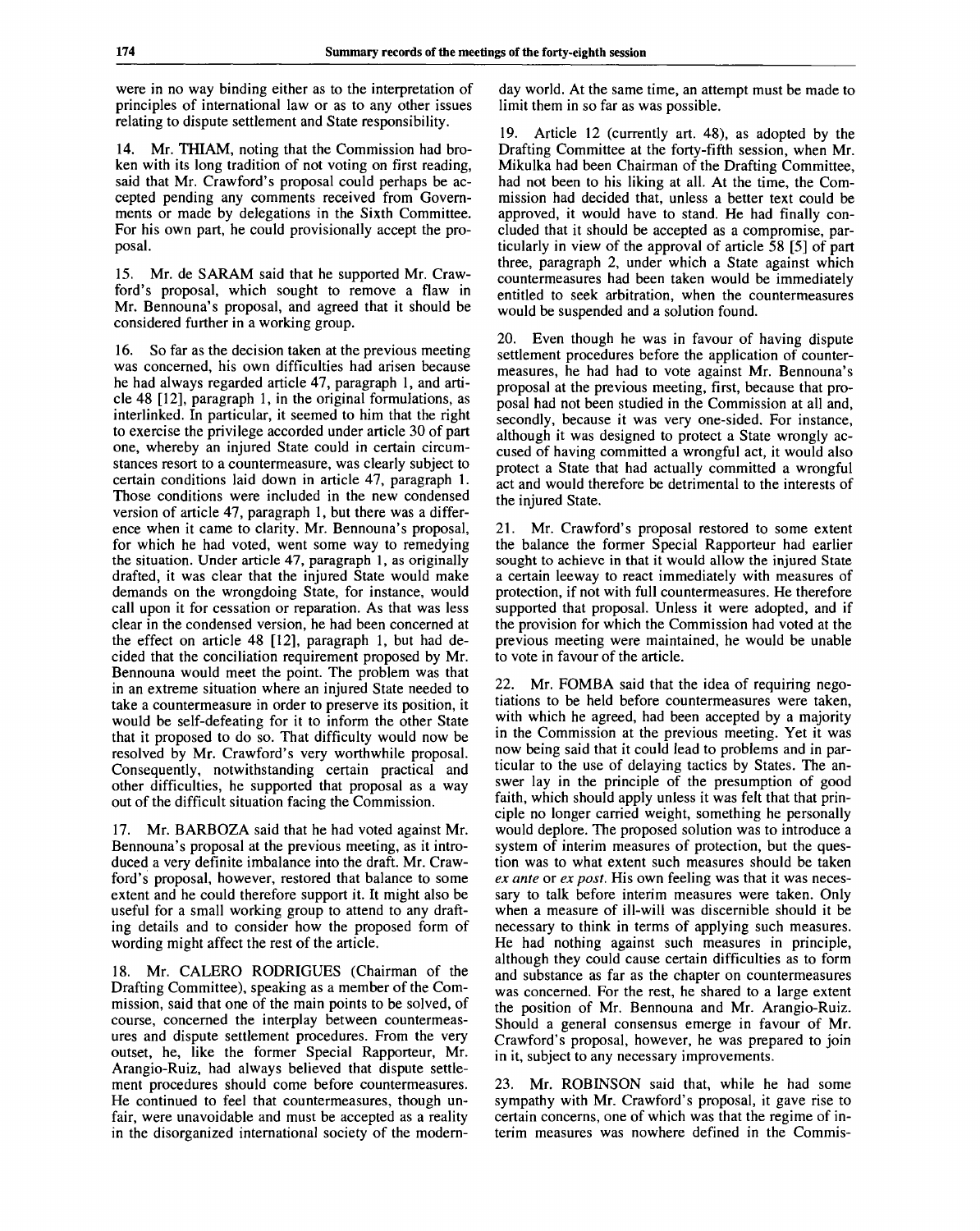were in no way binding either as to the interpretation of principles of international law or as to any other issues relating to dispute settlement and State responsibility.

14. Mr. THIAM, noting that the Commission had broken with its long tradition of not voting on first reading, said that Mr. Crawford's proposal could perhaps be accepted pending any comments received from Governments or made by delegations in the Sixth Committee. For his own part, he could provisionally accept the proposal.

15. Mr. de SARAM said that he supported Mr. Crawford's proposal, which sought to remove a flaw in Mr. Bennouna's proposal, and agreed that it should be considered further in a working group.

16. So far as the decision taken at the previous meeting was concerned, his own difficulties had arisen because he had always regarded article 47, paragraph 1, and article 48 [12], paragraph 1, in the original formulations, as interlinked. In particular, it seemed to him that the right to exercise the privilege accorded under article 30 of part one, whereby an injured State could in certain circumstances resort to a countermeasure, was clearly subject to certain conditions laid down in article 47, paragraph 1. Those conditions were included in the new condensed version of article 47, paragraph 1, but there was a difference when it came to clarity. Mr. Bennouna's proposal, for which he had voted, went some way to remedying the situation. Under article 47, paragraph 1, as originally drafted, it was clear that the injured State would make demands on the wrongdoing State, for instance, would call upon it for cessation or reparation. As that was less clear in the condensed version, he had been concerned at the effect on article 48 [12], paragraph 1, but had decided that the conciliation requirement proposed by Mr. Bennouna would meet the point. The problem was that in an extreme situation where an injured State needed to take a countermeasure in order to preserve its position, it would be self-defeating for it to inform the other State that it proposed to do so. That difficulty would now be resolved by Mr. Crawford's very worthwhile proposal. Consequently, notwithstanding certain practical and other difficulties, he supported that proposal as a way out of the difficult situation facing the Commission.

17. Mr. BARBOZA said that he had voted against Mr. Bennouna's proposal at the previous meeting, as it introduced a very definite imbalance into the draft. Mr. Crawford's proposal, however, restored that balance to some extent and he could therefore support it. It might also be useful for a small working group to attend to any drafting details and to consider how the proposed form of wording might affect the rest of the article.

18. Mr. CALERO RODRIGUES (Chairman of the Drafting Committee), speaking as a member of the Commission, said that one of the main points to be solved, of course, concerned the interplay between countermeasures and dispute settlement procedures. From the very outset, he, like the former Special Rapporteur, Mr. Arangio-Ruiz, had always believed that dispute settlement procedures should come before countermeasures. He continued to feel that countermeasures, though unfair, were unavoidable and must be accepted as a reality in the disorganized international society of the modern-day world. At the same time, an attempt must be made to limit them in so far as was possible.

19. Article 12 (currently art. 48), as adopted by the Drafting Committee at the forty-fifth session, when Mr. Mikulka had been Chairman of the Drafting Committee, had not been to his liking at all. At the time, the Commission had decided that, unless a better text could be approved, it would have to stand. He had finally concluded that it should be accepted as a compromise, particularly in view of the approval of article 58 [5] of part three, paragraph 2, under which a State against which countermeasures had been taken would be immediately entitled to seek arbitration, when the countermeasures would be suspended and a solution found.

20. Even though he was in favour of having dispute settlement procedures before the application of countermeasures, he had had to vote against Mr. Bennouna's proposal at the previous meeting, first, because that proposal had not been studied in the Commission at all and, secondly, because it was very one-sided. For instance, although it was designed to protect a State wrongly accused of having committed a wrongful act, it would also protect a State that had actually committed a wrongful act and would therefore be detrimental to the interests of the injured State.

21. Mr. Crawford's proposal restored to some extent the balance the former Special Rapporteur had earlier sought to achieve in that it would allow the injured State a certain leeway to react immediately with measures of protection, if not with full countermeasures. He therefore supported that proposal. Unless it were adopted, and if the provision for which the Commission had voted at the previous meeting were maintained, he would be unable to vote in favour of the article.

22. Mr. FOMBA said that the idea of requiring negotiations to be held before countermeasures were taken, with which he agreed, had been accepted by a majority in the Commission at the previous meeting. Yet it was now being said that it could lead to problems and in particular to the use of delaying tactics by States. The answer lay in the principle of the presumption of good faith, which should apply unless it was felt that that principle no longer carried weight, something he personally would deplore. The proposed solution was to introduce a system of interim measures of protection, but the question was to what extent such measures should be taken *ex ante* or *ex post*. His own feeling was that it was necessary to talk before interim measures were taken. Only when a measure of ill-will was discernible should it be necessary to think in terms of applying such measures. He had nothing against such measures in principle, although they could cause certain difficulties as to form and substance as far as the chapter on countermeasures was concerned. For the rest, he shared to a large extent the position of Mr. Bennouna and Mr. Arangio-Ruiz. Should a general consensus emerge in favour of Mr. Crawford's proposal, however, he was prepared to join in it, subject to any necessary improvements.

23. Mr. ROBINSON said that, while he had some sympathy with Mr. Crawford's proposal, it gave rise to certain concerns, one of which was that the regime of interim measures was nowhere defined in the Commis-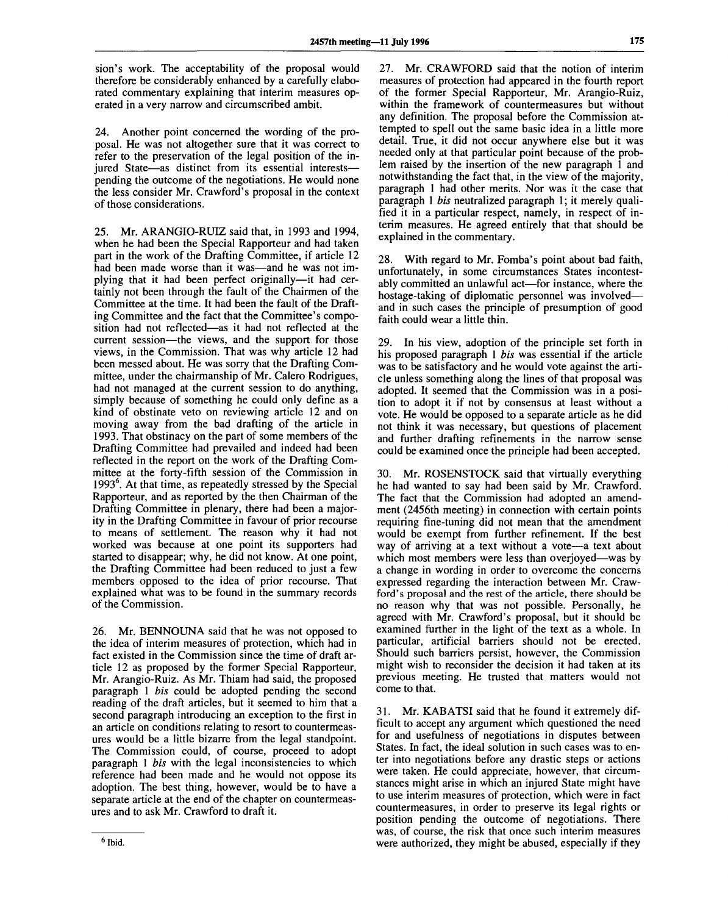sion's work. The acceptability of the proposal would therefore be considerably enhanced by a carefully elaborated commentary explaining that interim measures operated in a very narrow and circumscribed ambit.

24. Another point concerned the wording of the proposal. He was not altogether sure that it was correct to refer to the preservation of the legal position of the injured State—as distinct from its essential interests—pending the outcome of the negotiations. He would none the less consider Mr. Crawford's proposal in the context of those considerations.

25. Mr. ARANGIO-RUIZ said that, in 1993 and 1994, when he had been the Special Rapporteur and had taken part in the work of the Drafting Committee, if article 12 had been made worse than it was—and he was not implying that it had been perfect originally—it had certainly not been through the fault of the Chairmen of the Committee at the time. It had been the fault of the Drafting Committee and the fact that the Committee's composition had not reflected—as it had not reflected at the current session—the views, and the support for those views, in the Commission. That was why article 12 had been messed about. He was sorry that the Drafting Committee, under the chairmanship of Mr. Calero Rodrigues, had not managed at the current session to do anything, simply because of something he could only define as a kind of obstinate veto on reviewing article 12 and on moving away from the bad drafting of the article in 1993. That obstinacy on the part of some members of the Drafting Committee had prevailed and indeed had been reflected in the report on the work of the Drafting Committee at the forty-fifth session of the Commission in 1993[6]. At that time, as repeatedly stressed by the Special Rapporteur, and as reported by the then Chairman of the Drafting Committee in plenary, there had been a majority in the Drafting Committee in favour of prior recourse to means of settlement. The reason why it had not worked was because at one point its supporters had started to disappear; why, he did not know. At one point, the Drafting Committee had been reduced to just a few members opposed to the idea of prior recourse. That explained what was to be found in the summary records of the Commission.

26. Mr. BENNOUNA said that he was not opposed to the idea of interim measures of protection, which had in fact existed in the Commission since the time of draft article 12 as proposed by the former Special Rapporteur, Mr. Arangio-Ruiz. As Mr. Thiam had said, the proposed paragraph 1 *bis* could be adopted pending the second reading of the draft articles, but it seemed to him that a second paragraph introducing an exception to the first in an article on conditions relating to resort to countermeasures would be a little bizarre from the legal standpoint. The Commission could, of course, proceed to adopt paragraph 1 *bis* with the legal inconsistencies to which reference had been made and he would not oppose its adoption. The best thing, however, would be to have a separate article at the end of the chapter on countermeasures and to ask Mr. Crawford to draft it.

27. Mr. CRAWFORD said that the notion of interim measures of protection had appeared in the fourth report of the former Special Rapporteur, Mr. Arangio-Ruiz, within the framework of countermeasures but without any definition. The proposal before the Commission attempted to spell out the same basic idea in a little more detail. True, it did not occur anywhere else but it was needed only at that particular point because of the problem raised by the insertion of the new paragraph 1 and notwithstanding the fact that, in the view of the majority, paragraph 1 had other merits. Nor was it the case that paragraph 1 *bis* neutralized paragraph 1; it merely qualified it in a particular respect, namely, in respect of interim measures. He agreed entirely that that should be explained in the commentary.

28. With regard to Mr. Fomba's point about bad faith, unfortunately, in some circumstances States incontestably committed an unlawful act—for instance, where the hostage-taking of diplomatic personnel was involved—and in such cases the principle of presumption of good faith could wear a little thin.

29. In his view, adoption of the principle set forth in his proposed paragraph 1 *bis* was essential if the article was to be satisfactory and he would vote against the article unless something along the lines of that proposal was adopted. It seemed that the Commission was in a position to adopt it if not by consensus at least without a vote. He would be opposed to a separate article as he did not think it was necessary, but questions of placement and further drafting refinements in the narrow sense could be examined once the principle had been accepted.

30. Mr. ROSENSTOCK said that virtually everything he had wanted to say had been said by Mr. Crawford. The fact that the Commission had adopted an amendment (2456th meeting) in connection with certain points requiring fine-tuning did not mean that the amendment would be exempt from further refinement. If the best way of arriving at a text without a vote—a text about which most members were less than overjoyed—was by a change in wording in order to overcome the concerns expressed regarding the interaction between Mr. Crawford's proposal and the rest of the article, there should be no reason why that was not possible. Personally, he agreed with Mr. Crawford's proposal, but it should be examined further in the light of the text as a whole. In particular, artificial barriers should not be erected. Should such barriers persist, however, the Commission might wish to reconsider the decision it had taken at its previous meeting. He trusted that matters would not come to that.

31. Mr. KABATSI said that he found it extremely difficult to accept any argument which questioned the need for and usefulness of negotiations in disputes between States. In fact, the ideal solution in such cases was to enter into negotiations before any drastic steps or actions were taken. He could appreciate, however, that circumstances might arise in which an injured State might have to use interim measures of protection, which were in fact countermeasures, in order to preserve its legal rights or position pending the outcome of negotiations. There was, of course, the risk that once such interim measures were authorized, they might be abused, especially if they

---

[6] Ibid.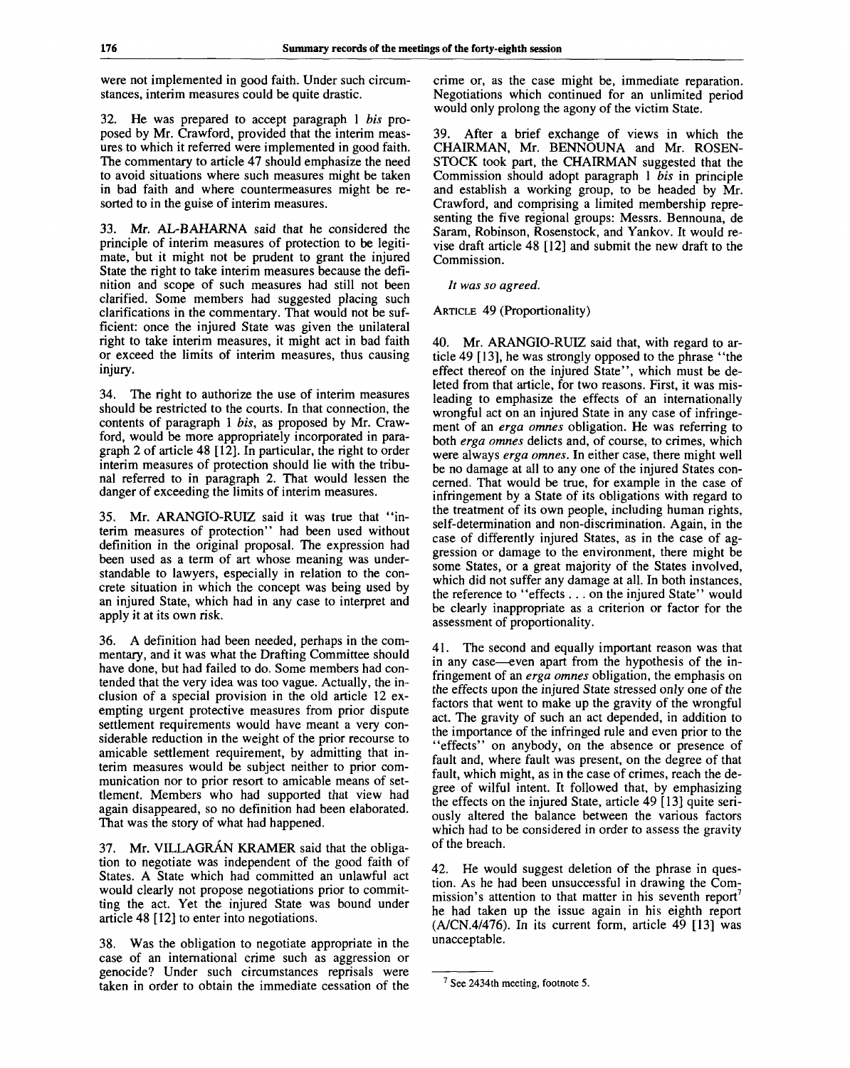were not implemented in good faith. Under such circumstances, interim measures could be quite drastic.

32. He was prepared to accept paragraph 1 *bis* proposed by Mr. Crawford, provided that the interim measures to which it referred were implemented in good faith. The commentary to article 47 should emphasize the need to avoid situations where such measures might be taken in bad faith and where countermeasures might be resorted to in the guise of interim measures.

33. Mr. AL-BAHARNA said that he considered the principle of interim measures of protection to be legitimate, but it might not be prudent to grant the injured State the right to take interim measures because the definition and scope of such measures had still not been clarified. Some members had suggested placing such clarifications in the commentary. That would not be sufficient: once the injured State was given the unilateral right to take interim measures, it might act in bad faith or exceed the limits of interim measures, thus causing injury.

34. The right to authorize the use of interim measures should be restricted to the courts. In that connection, the contents of paragraph 1 *bis*, as proposed by Mr. Crawford, would be more appropriately incorporated in paragraph 2 of article 48 [12]. In particular, the right to order interim measures of protection should lie with the tribunal referred to in paragraph 2. That would lessen the danger of exceeding the limits of interim measures.

35. Mr. ARANGIO-RUIZ said it was true that "interim measures of protection" had been used without definition in the original proposal. The expression had been used as a term of art whose meaning was understandable to lawyers, especially in relation to the concrete situation in which the concept was being used by an injured State, which had in any case to interpret and apply it at its own risk.

36. A definition had been needed, perhaps in the commentary, and it was what the Drafting Committee should have done, but had failed to do. Some members had contended that the very idea was too vague. Actually, the inclusion of a special provision in the old article 12 exempting urgent protective measures from prior dispute settlement requirements would have meant a very considerable reduction in the weight of the prior recourse to amicable settlement requirement, by admitting that interim measures would be subject neither to prior communication nor to prior resort to amicable means of settlement. Members who had supported that view had again disappeared, so no definition had been elaborated. That was the story of what had happened.

37. Mr. VILLAGRÁN KRAMER said that the obligation to negotiate was independent of the good faith of States. A State which had committed an unlawful act would clearly not propose negotiations prior to committing the act. Yet the injured State was bound under article 48 [12] to enter into negotiations.

38. Was the obligation to negotiate appropriate in the case of an international crime such as aggression or genocide? Under such circumstances reprisals were taken in order to obtain the immediate cessation of the crime or, as the case might be, immediate reparation. Negotiations which continued for an unlimited period would only prolong the agony of the victim State.

39. After a brief exchange of views in which the CHAIRMAN, Mr. BENNOUNA and Mr. ROSENSTOCK took part, the CHAIRMAN suggested that the Commission should adopt paragraph 1 *bis* in principle and establish a working group, to be headed by Mr. Crawford, and comprising a limited membership representing the five regional groups: Messrs. Bennouna, de Saram, Robinson, Rosenstock, and Yankov. It would revise draft article 48 [12] and submit the new draft to the Commission.

*It was so agreed.*

ARTICLE 49 (Proportionality)

40. Mr. ARANGIO-RUIZ said that, with regard to article 49 [13], he was strongly opposed to the phrase "the effect thereof on the injured State", which must be deleted from that article, for two reasons. First, it was misleading to emphasize the effects of an internationally wrongful act on an injured State in any case of infringement of an *erga omnes* obligation. He was referring to both *erga omnes* delicts and, of course, to crimes, which were always *erga omnes*. In either case, there might well be no damage at all to any one of the injured States concerned. That would be true, for example in the case of infringement by a State of its obligations with regard to the treatment of its own people, including human rights, self-determination and non-discrimination. Again, in the case of differently injured States, as in the case of aggression or damage to the environment, there might be some States, or a great majority of the States involved, which did not suffer any damage at all. In both instances, the reference to "effects . . . on the injured State" would be clearly inappropriate as a criterion or factor for the assessment of proportionality.

41. The second and equally important reason was that in any case—even apart from the hypothesis of the infringement of an *erga omnes* obligation, the emphasis on the effects upon the injured State stressed only one of the factors that went to make up the gravity of the wrongful act. The gravity of such an act depended, in addition to the importance of the infringed rule and even prior to the "effects" on anybody, on the absence or presence of fault and, where fault was present, on the degree of that fault, which might, as in the case of crimes, reach the degree of wilful intent. It followed that, by emphasizing the effects on the injured State, article 49 [13] quite seriously altered the balance between the various factors which had to be considered in order to assess the gravity of the breach.

42. He would suggest deletion of the phrase in question. As he had been unsuccessful in drawing the Commission's attention to that matter in his seventh report[7] he had taken up the issue again in his eighth report (A/CN.4/476). In its current form, article 49 [13] was unacceptable.

[7] See 2434th meeting, footnote 5.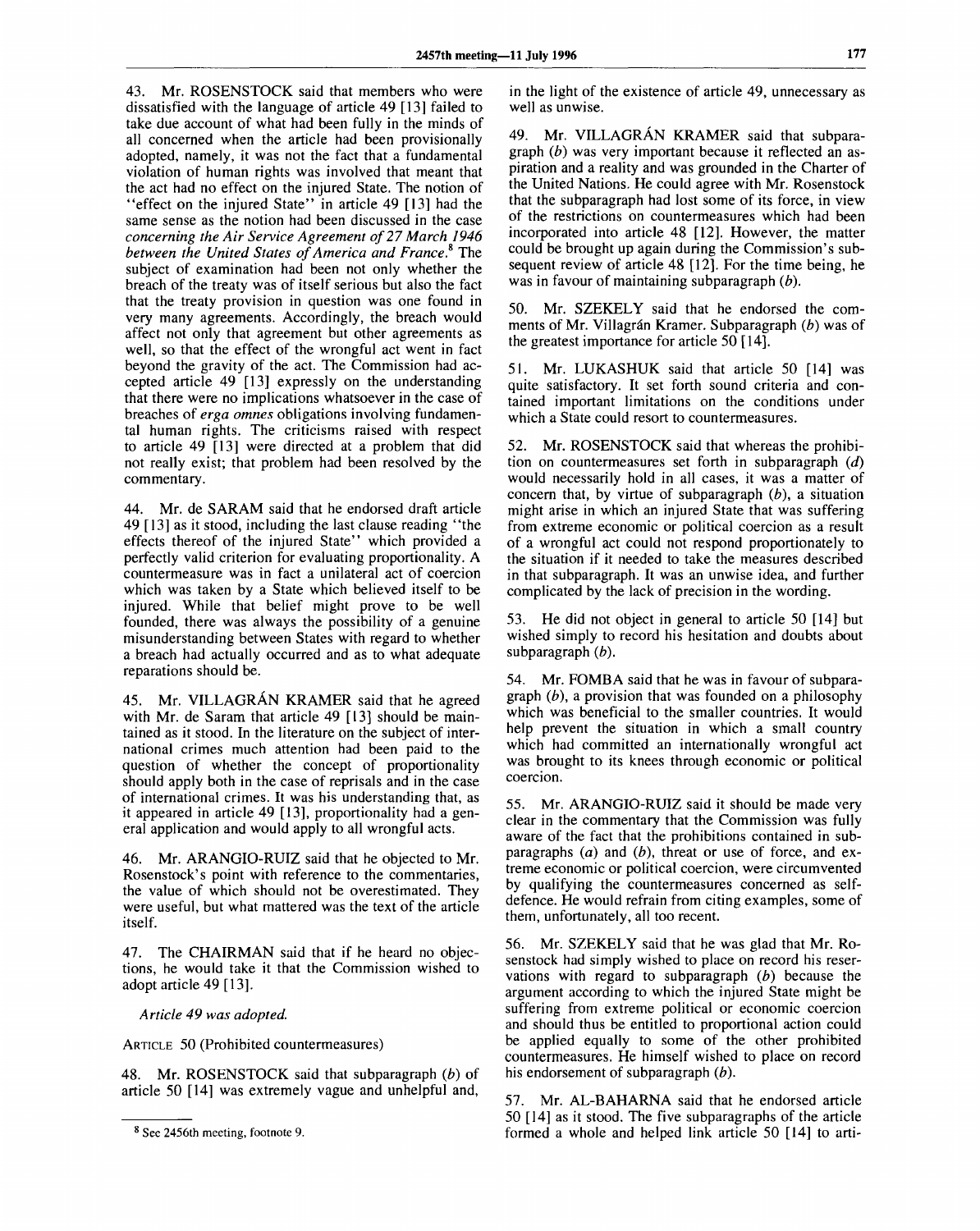43. Mr. ROSENSTOCK said that members who were dissatisfied with the language of article 49 [13] failed to take due account of what had been fully in the minds of all concerned when the article had been provisionally adopted, namely, it was not the fact that a fundamental violation of human rights was involved that meant that the act had no effect on the injured State. The notion of "effect on the injured State" in article 49 [13] had the same sense as the notion had been discussed in the case *concerning the Air Service Agreement of 27 March 1946 between the United States of America and France*.[8] The subject of examination had been not only whether the breach of the treaty was of itself serious but also the fact that the treaty provision in question was one found in very many agreements. Accordingly, the breach would affect not only that agreement but other agreements as well, so that the effect of the wrongful act went in fact beyond the gravity of the act. The Commission had accepted article 49 [13] expressly on the understanding that there were no implications whatsoever in the case of breaches of *erga omnes* obligations involving fundamental human rights. The criticisms raised with respect to article 49 [13] were directed at a problem that did not really exist; that problem had been resolved by the commentary.

44. Mr. de SARAM said that he endorsed draft article 49 [13] as it stood, including the last clause reading "the effects thereof of the injured State" which provided a perfectly valid criterion for evaluating proportionality. A countermeasure was in fact a unilateral act of coercion which was taken by a State which believed itself to be injured. While that belief might prove to be well founded, there was always the possibility of a genuine misunderstanding between States with regard to whether a breach had actually occurred and as to what adequate reparations should be.

45. Mr. VILLAGRÁN KRAMER said that he agreed with Mr. de Saram that article 49 [13] should be maintained as it stood. In the literature on the subject of international crimes much attention had been paid to the question of whether the concept of proportionality should apply both in the case of reprisals and in the case of international crimes. It was his understanding that, as it appeared in article 49 [13], proportionality had a general application and would apply to all wrongful acts.

46. Mr. ARANGIO-RUIZ said that he objected to Mr. Rosenstock's point with reference to the commentaries, the value of which should not be overestimated. They were useful, but what mattered was the text of the article itself.

47. The CHAIRMAN said that if he heard no objections, he would take it that the Commission wished to adopt article 49 [13].

*Article 49 was adopted.*

ARTICLE 50 (Prohibited countermeasures)

48. Mr. ROSENSTOCK said that subparagraph (*b*) of article 50 [14] was extremely vague and unhelpful and, in the light of the existence of article 49, unnecessary as well as unwise.

49. Mr. VILLAGRÁN KRAMER said that subparagraph (*b*) was very important because it reflected an aspiration and a reality and was grounded in the Charter of the United Nations. He could agree with Mr. Rosenstock that the subparagraph had lost some of its force, in view of the restrictions on countermeasures which had been incorporated into article 48 [12]. However, the matter could be brought up again during the Commission's subsequent review of article 48 [12]. For the time being, he was in favour of maintaining subparagraph (*b*).

50. Mr. SZEKELY said that he endorsed the comments of Mr. Villagrán Kramer. Subparagraph (*b*) was of the greatest importance for article 50 [14].

51. Mr. LUKASHUK said that article 50 [14] was quite satisfactory. It set forth sound criteria and contained important limitations on the conditions under which a State could resort to countermeasures.

52. Mr. ROSENSTOCK said that whereas the prohibition on countermeasures set forth in subparagraph (*d*) would necessarily hold in all cases, it was a matter of concern that, by virtue of subparagraph (*b*), a situation might arise in which an injured State that was suffering from extreme economic or political coercion as a result of a wrongful act could not respond proportionately to the situation if it needed to take the measures described in that subparagraph. It was an unwise idea, and further complicated by the lack of precision in the wording.

53. He did not object in general to article 50 [14] but wished simply to record his hesitation and doubts about subparagraph (*b*).

54. Mr. FOMBA said that he was in favour of subparagraph (*b*), a provision that was founded on a philosophy which was beneficial to the smaller countries. It would help prevent the situation in which a small country which had committed an internationally wrongful act was brought to its knees through economic or political coercion.

55. Mr. ARANGIO-RUIZ said it should be made very clear in the commentary that the Commission was fully aware of the fact that the prohibitions contained in subparagraphs (*a*) and (*b*), threat or use of force, and extreme economic or political coercion, were circumvented by qualifying the countermeasures concerned as self-defence. He would refrain from citing examples, some of them, unfortunately, all too recent.

56. Mr. SZEKELY said that he was glad that Mr. Rosenstock had simply wished to place on record his reservations with regard to subparagraph (*b*) because the argument according to which the injured State might be suffering from extreme political or economic coercion and should thus be entitled to proportional action could be applied equally to some of the other prohibited countermeasures. He himself wished to place on record his endorsement of subparagraph (*b*).

57. Mr. AL-BAHARNA said that he endorsed article 50 [14] as it stood. The five subparagraphs of the article formed a whole and helped link article 50 [14] to arti-

[8] See 2456th meeting, footnote 9.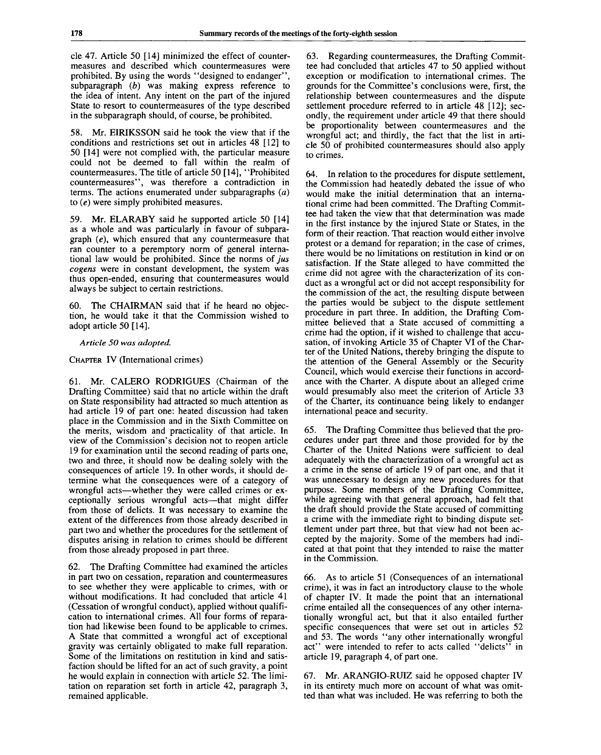cle 47. Article 50 [14] minimized the effect of countermeasures and described which countermeasures were prohibited. By using the words "designed to endanger", subparagraph (*b*) was making express reference to the idea of intent. Any intent on the part of the injured State to resort to countermeasures of the type described in the subparagraph should, of course, be prohibited.

58. Mr. EIRIKSSON said he took the view that if the conditions and restrictions set out in articles 48 [12] to 50 [14] were not complied with, the particular measure could not be deemed to fall within the realm of countermeasures. The title of article 50 [14], "Prohibited countermeasures", was therefore a contradiction in terms. The actions enumerated under subparagraphs (*a*) to (*e*) were simply prohibited measures.

59. Mr. ELARABY said he supported article 50 [14] as a whole and was particularly in favour of subparagraph (*e*), which ensured that any countermeasure that ran counter to a peremptory norm of general international law would be prohibited. Since the norms of *jus cogens* were in constant development, the system was thus open-ended, ensuring that countermeasures would always be subject to certain restrictions.

60. The CHAIRMAN said that if he heard no objection, he would take it that the Commission wished to adopt article 50 [14].

*Article 50 was adopted.*

CHAPTER IV (International crimes)

61. Mr. CALERO RODRIGUES (Chairman of the Drafting Committee) said that no article within the draft on State responsibility had attracted so much attention as had article 19 of part one: heated discussion had taken place in the Commission and in the Sixth Committee on the merits, wisdom and practicality of that article. In view of the Commission's decision not to reopen article 19 for examination until the second reading of parts one, two and three, it should now be dealing solely with the consequences of article 19. In other words, it should determine what the consequences were of a category of wrongful acts—whether they were called crimes or exceptionally serious wrongful acts—that might differ from those of delicts. It was necessary to examine the extent of the differences from those already described in part two and whether the procedures for the settlement of disputes arising in relation to crimes should be different from those already proposed in part three.

62. The Drafting Committee had examined the articles in part two on cessation, reparation and countermeasures to see whether they were applicable to crimes, with or without modifications. It had concluded that article 41 (Cessation of wrongful conduct), applied without qualification to international crimes. All four forms of reparation had likewise been found to be applicable to crimes. A State that committed a wrongful act of exceptional gravity was certainly obligated to make full reparation. Some of the limitations on restitution in kind and satisfaction should be lifted for an act of such gravity, a point he would explain in connection with article 52. The limitation on reparation set forth in article 42, paragraph 3, remained applicable.

63. Regarding countermeasures, the Drafting Committee had concluded that articles 47 to 50 applied without exception or modification to international crimes. The grounds for the Committee's conclusions were, first, the relationship between countermeasures and the dispute settlement procedure referred to in article 48 [12]; secondly, the requirement under article 49 that there should be proportionality between countermeasures and the wrongful act; and thirdly, the fact that the list in article 50 of prohibited countermeasures should also apply to crimes.

64. In relation to the procedures for dispute settlement, the Commission had heatedly debated the issue of who would make the initial determination that an international crime had been committed. The Drafting Committee had taken the view that that determination was made in the first instance by the injured State or States, in the form of their reaction. That reaction would either involve protest or a demand for reparation; in the case of crimes, there would be no limitations on restitution in kind or on satisfaction. If the State alleged to have committed the crime did not agree with the characterization of its conduct as a wrongful act or did not accept responsibility for the commission of the act, the resulting dispute between the parties would be subject to the dispute settlement procedure in part three. In addition, the Drafting Committee believed that a State accused of committing a crime had the option, if it wished to challenge that accusation, of invoking Article 35 of Chapter VI of the Charter of the United Nations, thereby bringing the dispute to the attention of the General Assembly or the Security Council, which would exercise their functions in accordance with the Charter. A dispute about an alleged crime would presumably also meet the criterion of Article 33 of the Charter, its continuance being likely to endanger international peace and security.

65. The Drafting Committee thus believed that the procedures under part three and those provided for by the Charter of the United Nations were sufficient to deal adequately with the characterization of a wrongful act as a crime in the sense of article 19 of part one, and that it was unnecessary to design any new procedures for that purpose. Some members of the Drafting Committee, while agreeing with that general approach, had felt that the draft should provide the State accused of committing a crime with the immediate right to binding dispute settlement under part three, but that view had not been accepted by the majority. Some of the members had indicated at that point that they intended to raise the matter in the Commission.

66. As to article 51 (Consequences of an international crime), it was in fact an introductory clause to the whole of chapter IV. It made the point that an international crime entailed all the consequences of any other internationally wrongful act, but that it also entailed further specific consequences that were set out in articles 52 and 53. The words "any other internationally wrongful act" were intended to refer to acts called "delicts" in article 19, paragraph 4, of part one.

67. Mr. ARANGIO-RUIZ said he opposed chapter IV in its entirety much more on account of what was omitted than what was included. He was referring to both the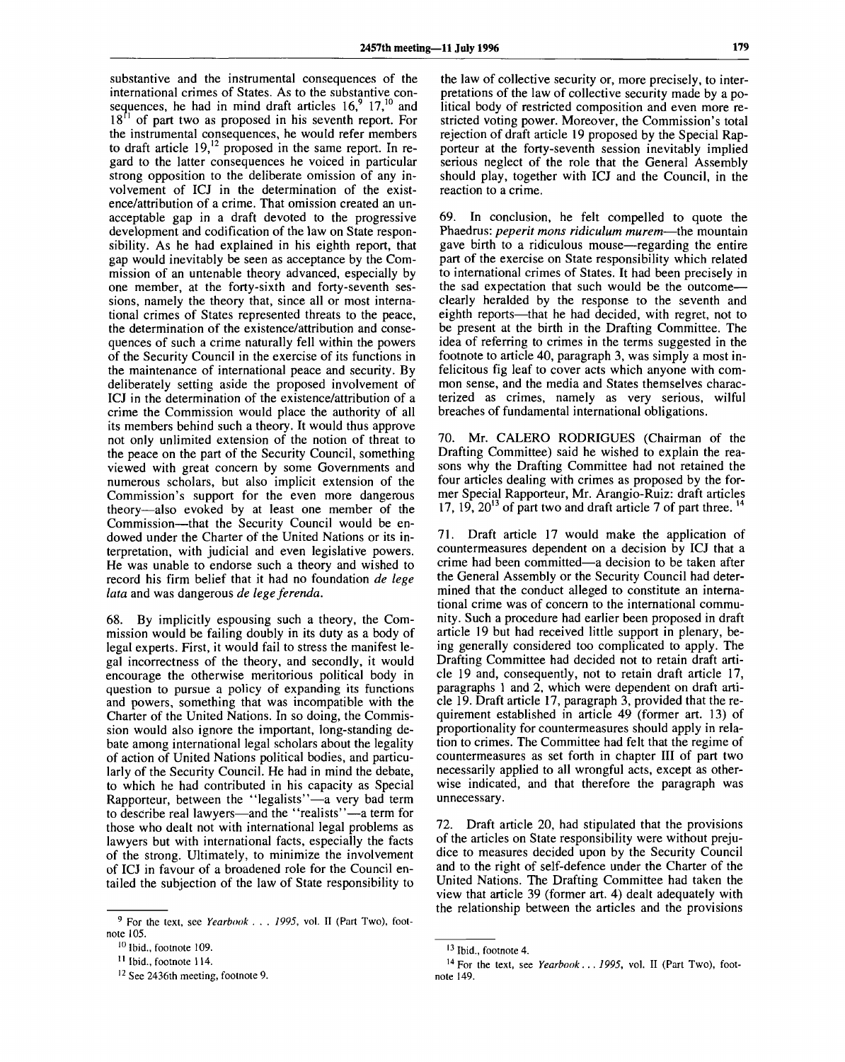substantive and the instrumental consequences of the international crimes of States. As to the substantive consequences, he had in mind draft articles 16,[9] 17,[10] and 18[11] of part two as proposed in his seventh report. For the instrumental consequences, he would refer members to draft article 19,[12] proposed in the same report. In regard to the latter consequences he voiced in particular strong opposition to the deliberate omission of any involvement of ICJ in the determination of the existence/attribution of a crime. That omission created an unacceptable gap in a draft devoted to the progressive development and codification of the law on State responsibility. As he had explained in his eighth report, that gap would inevitably be seen as acceptance by the Commission of an untenable theory advanced, especially by one member, at the forty-sixth and forty-seventh sessions, namely the theory that, since all or most international crimes of States represented threats to the peace, the determination of the existence/attribution and consequences of such a crime naturally fell within the powers of the Security Council in the exercise of its functions in the maintenance of international peace and security. By deliberately setting aside the proposed involvement of ICJ in the determination of the existence/attribution of a crime the Commission would place the authority of all its members behind such a theory. It would thus approve not only unlimited extension of the notion of threat to the peace on the part of the Security Council, something viewed with great concern by some Governments and numerous scholars, but also implicit extension of the Commission's support for the even more dangerous theory—also evoked by at least one member of the Commission—that the Security Council would be endowed under the Charter of the United Nations or its interpretation, with judicial and even legislative powers. He was unable to endorse such a theory and wished to record his firm belief that it had no foundation *de lege lata* and was dangerous *de lege ferenda*.

68. By implicitly espousing such a theory, the Commission would be failing doubly in its duty as a body of legal experts. First, it would fail to stress the manifest legal incorrectness of the theory, and secondly, it would encourage the otherwise meritorious political body in question to pursue a policy of expanding its functions and powers, something that was incompatible with the Charter of the United Nations. In so doing, the Commission would also ignore the important, long-standing debate among international legal scholars about the legality of action of United Nations political bodies, and particularly of the Security Council. He had in mind the debate, to which he had contributed in his capacity as Special Rapporteur, between the "legalists"—a very bad term to describe real lawyers—and the "realists"—a term for those who dealt not with international legal problems as lawyers but with international facts, especially the facts of the strong. Ultimately, to minimize the involvement of ICJ in favour of a broadened role for the Council entailed the subjection of the law of State responsibility to the law of collective security or, more precisely, to interpretations of the law of collective security made by a political body of restricted composition and even more restricted voting power. Moreover, the Commission's total rejection of draft article 19 proposed by the Special Rapporteur at the forty-seventh session inevitably implied serious neglect of the role that the General Assembly should play, together with ICJ and the Council, in the reaction to a crime.

69. In conclusion, he felt compelled to quote the Phaedrus: *peperit mons ridiculum murem*—the mountain gave birth to a ridiculous mouse—regarding the entire part of the exercise on State responsibility which related to international crimes of States. It had been precisely in the sad expectation that such would be the outcome—clearly heralded by the response to the seventh and eighth reports—that he had decided, with regret, not to be present at the birth in the Drafting Committee. The idea of referring to crimes in the terms suggested in the footnote to article 40, paragraph 3, was simply a most infelicitous fig leaf to cover acts which anyone with common sense, and the media and States themselves characterized as crimes, namely as very serious, wilful breaches of fundamental international obligations.

70. Mr. CALERO RODRIGUES (Chairman of the Drafting Committee) said he wished to explain the reasons why the Drafting Committee had not retained the four articles dealing with crimes as proposed by the former Special Rapporteur, Mr. Arangio-Ruiz: draft articles 17, 19, 20[13] of part two and draft article 7 of part three.[14]

71. Draft article 17 would make the application of countermeasures dependent on a decision by ICJ that a crime had been committed—a decision to be taken after the General Assembly or the Security Council had determined that the conduct alleged to constitute an international crime was of concern to the international community. Such a procedure had earlier been proposed in draft article 19 but had received little support in plenary, being generally considered too complicated to apply. The Drafting Committee had decided not to retain draft article 19 and, consequently, not to retain draft article 17, paragraphs 1 and 2, which were dependent on draft article 19. Draft article 17, paragraph 3, provided that the requirement established in article 49 (former art. 13) of proportionality for countermeasures should apply in relation to crimes. The Committee had felt that the regime of countermeasures as set forth in chapter III of part two necessarily applied to all wrongful acts, except as otherwise indicated, and that therefore the paragraph was unnecessary.

72. Draft article 20, had stipulated that the provisions of the articles on State responsibility were without prejudice to measures decided upon by the Security Council and to the right of self-defence under the Charter of the United Nations. The Drafting Committee had taken the view that article 39 (former art. 4) dealt adequately with the relationship between the articles and the provisions

---

[9] For the text, see *Yearbook . . . 1995*, vol. II (Part Two), footnote 105.

[10] Ibid., footnote 109.

[11] Ibid., footnote 114.

[12] See 2436th meeting, footnote 9.

[13] Ibid., footnote 4.

[14] For the text, see *Yearbook . . . 1995*, vol. II (Part Two), footnote 149.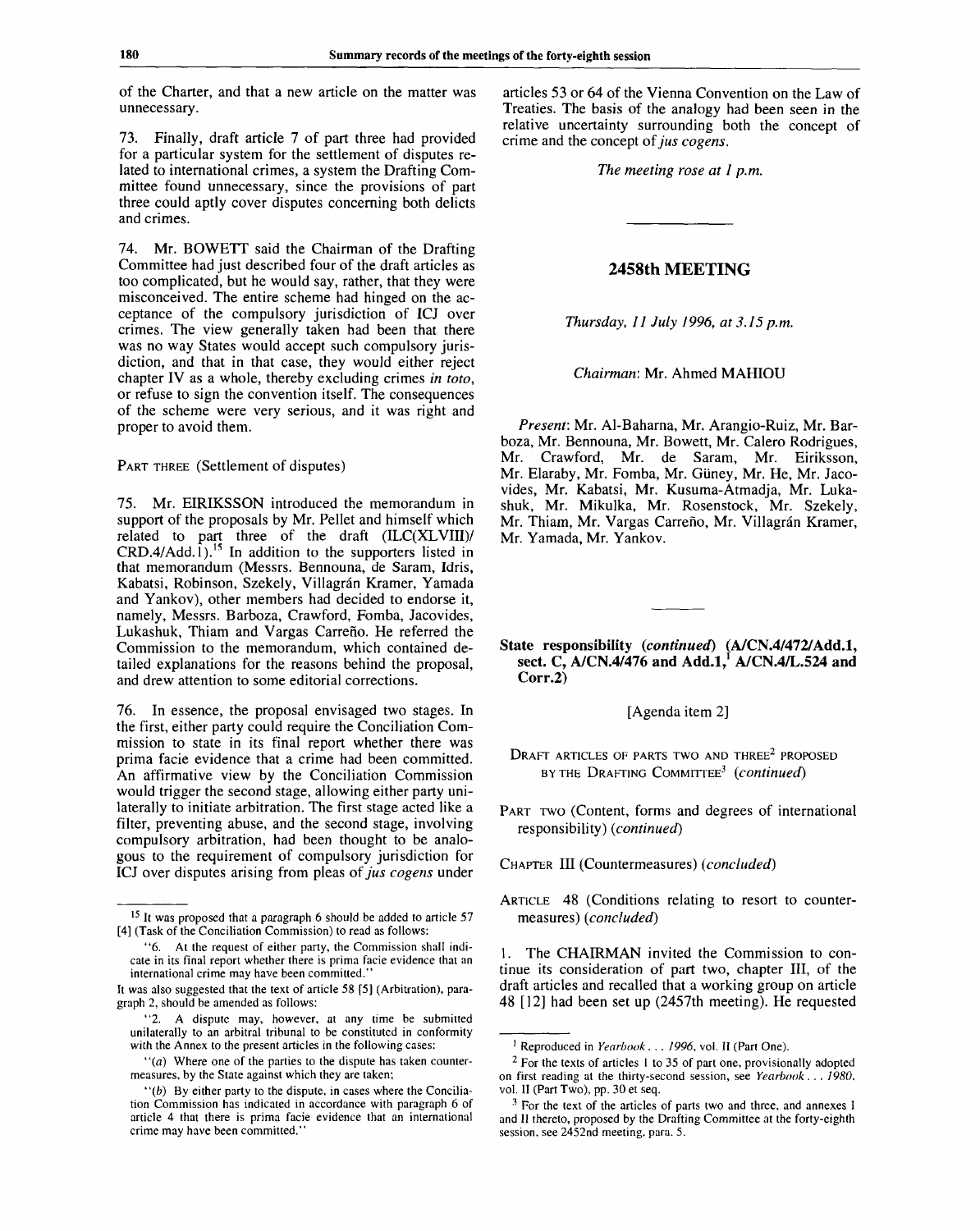of the Charter, and that a new article on the matter was unnecessary.

73. Finally, draft article 7 of part three had provided for a particular system for the settlement of disputes related to international crimes, a system the Drafting Committee found unnecessary, since the provisions of part three could aptly cover disputes concerning both delicts and crimes.

74. Mr. BOWETT said the Chairman of the Drafting Committee had just described four of the draft articles as too complicated, but he would say, rather, that they were misconceived. The entire scheme had hinged on the acceptance of the compulsory jurisdiction of ICJ over crimes. The view generally taken had been that there was no way States would accept such compulsory jurisdiction, and that in that case, they would either reject chapter IV as a whole, thereby excluding crimes *in toto*, or refuse to sign the convention itself. The consequences of the scheme were very serious, and it was right and proper to avoid them.

PART THREE (Settlement of disputes)

75. Mr. EIRIKSSON introduced the memorandum in support of the proposals by Mr. Pellet and himself which related to part three of the draft (ILC(XLVIII)/CRD.4/Add.1).[15] In addition to the supporters listed in that memorandum (Messrs. Bennouna, de Saram, Idris, Kabatsi, Robinson, Szekely, Villagrán Kramer, Yamada and Yankov), other members had decided to endorse it, namely, Messrs. Barboza, Crawford, Fomba, Jacovides, Lukashuk, Thiam and Vargas Carreño. He referred the Commission to the memorandum, which contained detailed explanations for the reasons behind the proposal, and drew attention to some editorial corrections.

76. In essence, the proposal envisaged two stages. In the first, either party could require the Conciliation Commission to state in its final report whether there was prima facie evidence that a crime had been committed. An affirmative view by the Conciliation Commission would trigger the second stage, allowing either party unilaterally to initiate arbitration. The first stage acted like a filter, preventing abuse, and the second stage, involving compulsory arbitration, had been thought to be analogous to the requirement of compulsory jurisdiction for ICJ over disputes arising from pleas of *jus cogens* under articles 53 or 64 of the Vienna Convention on the Law of Treaties. The basis of the analogy had been seen in the relative uncertainty surrounding both the concept of crime and the concept of *jus cogens*.

*The meeting rose at 1 p.m.*

---

[15] It was proposed that a paragraph 6 should be added to article 57 [4] (Task of the Conciliation Commission) to read as follows:

"6. At the request of either party, the Commission shall indicate in its final report whether there is prima facie evidence that an international crime may have been committed."

It was also suggested that the text of article 58 [5] (Arbitration), paragraph 2, should be amended as follows:

"2. A dispute may, however, at any time be submitted unilaterally to an arbitral tribunal to be constituted in conformity with the Annex to the present articles in the following cases:

"(*a*) Where one of the parties to the dispute has taken countermeasures, by the State against which they are taken;

"(*b*) By either party to the dispute, in cases where the Conciliation Commission has indicated in accordance with paragraph 6 of article 4 that there is prima facie evidence that an international crime may have been committed."

## 2458th MEETING

*Thursday, 11 July 1996, at 3.15 p.m.*

*Chairman*: Mr. Ahmed MAHIOU

*Present*: Mr. Al-Baharna, Mr. Arangio-Ruiz, Mr. Barboza, Mr. Bennouna, Mr. Bowett, Mr. Calero Rodrigues, Mr. Crawford, Mr. de Saram, Mr. Eiriksson, Mr. Elaraby, Mr. Fomba, Mr. Güney, Mr. He, Mr. Jacovides, Mr. Kabatsi, Mr. Kusuma-Atmadja, Mr. Lukashuk, Mr. Mikulka, Mr. Rosenstock, Mr. Szekely, Mr. Thiam, Mr. Vargas Carreño, Mr. Villagrán Kramer, Mr. Yamada, Mr. Yankov.

### State responsibility (*continued*) (A/CN.4/472/Add.1, sect. C, A/CN.4/476 and Add.1,[1] A/CN.4/L.524 and Corr.2)

[Agenda item 2]

DRAFT ARTICLES OF PARTS TWO AND THREE[2] PROPOSED BY THE DRAFTING COMMITTEE[3] (*continued*)

PART TWO (Content, forms and degrees of international responsibility) (*continued*)

CHAPTER III (Countermeasures) (*concluded*)

ARTICLE 48 (Conditions relating to resort to countermeasures) (*concluded*)

1. The CHAIRMAN invited the Commission to continue its consideration of part two, chapter III, of the draft articles and recalled that a working group on article 48 [12] had been set up (2457th meeting). He requested

---

[1] Reproduced in *Yearbook . . . 1996*, vol. II (Part One).

[2] For the texts of articles 1 to 35 of part one, provisionally adopted on first reading at the thirty-second session, see *Yearbook . . . 1980*, vol. II (Part Two), pp. 30 et seq.

[3] For the text of the articles of parts two and three, and annexes I and II thereto, proposed by the Drafting Committee at the forty-eighth session, see 2452nd meeting, para. 5.